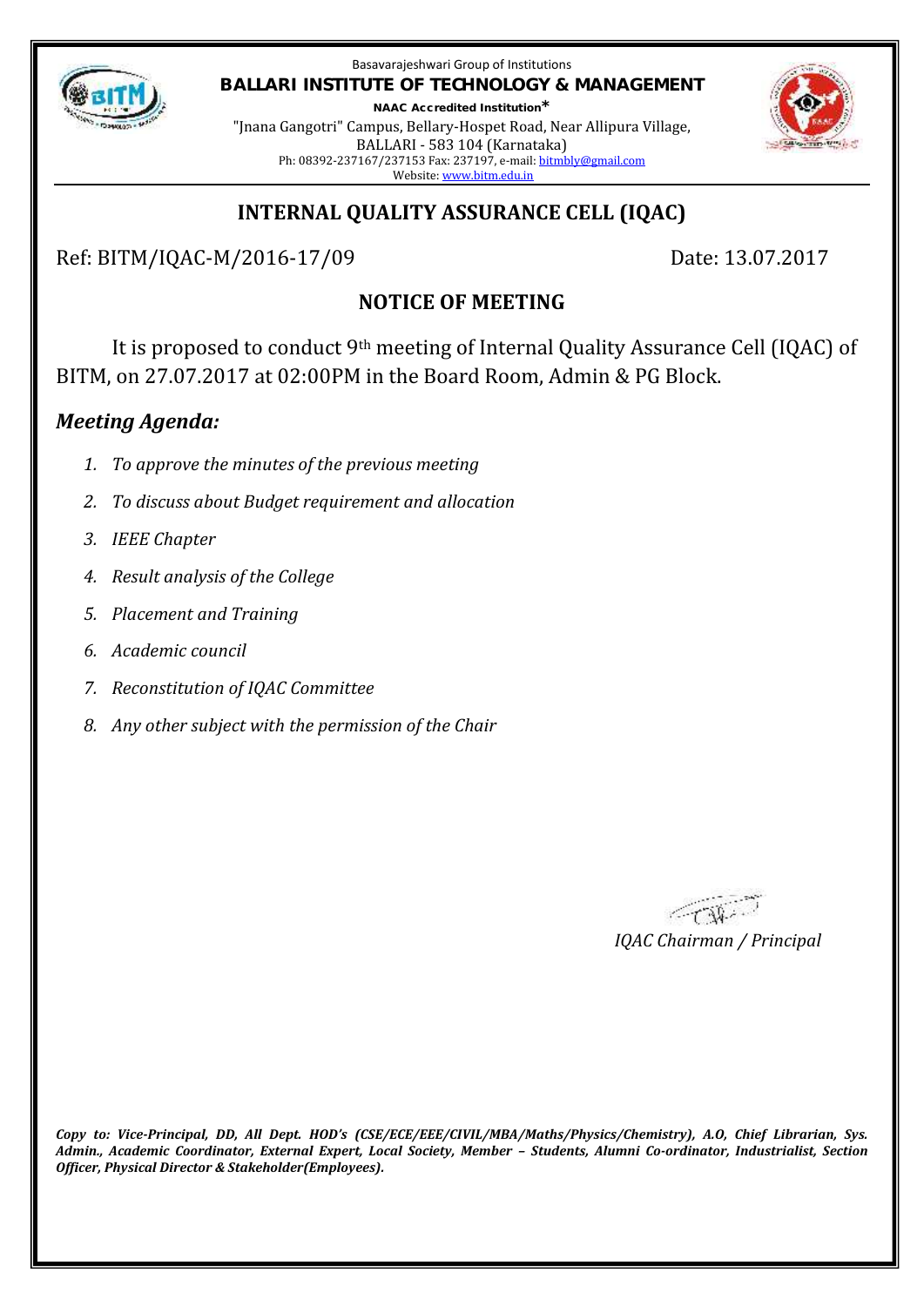Basavarajeshwari Group of Institutions

**BALLARI INSTITUTE OF TECHNOLOGY & MANAGEMENT**

**NAAC Accredited Institution***

"Jnana Gangotri" Campus, Bellary-Hospet Road, Near Allipura Village,
BALLARI - 583 104 (Karnataka)
Ph: 08392-237167/237153 Fax: 237197, e-mail: bitmbly@gmail.com
Website: www.bitm.edu.in

## INTERNAL QUALITY ASSURANCE CELL (IQAC)

Ref: BITM/IQAC-M/2016-17/09 Date: 13.07.2017

### NOTICE OF MEETING

It is proposed to conduct 9th meeting of Internal Quality Assurance Cell (IQAC) of BITM, on 27.07.2017 at 02:00PM in the Board Room, Admin & PG Block.

### *Meeting Agenda:*

1. *To approve the minutes of the previous meeting*
2. *To discuss about Budget requirement and allocation*
3. *IEEE Chapter*
4. *Result analysis of the College*
5. *Placement and Training*
6. *Academic council*
7. *Reconstitution of IQAC Committee*
8. *Any other subject with the permission of the Chair*

*IQAC Chairman / Principal*

***Copy to: Vice-Principal, DD, All Dept. HOD's (CSE/ECE/EEE/CIVIL/MBA/Maths/Physics/Chemistry), A.O, Chief Librarian, Sys. Admin., Academic Coordinator, External Expert, Local Society, Member – Students, Alumni Co-ordinator, Industrialist, Section Officer, Physical Director & Stakeholder(Employees).***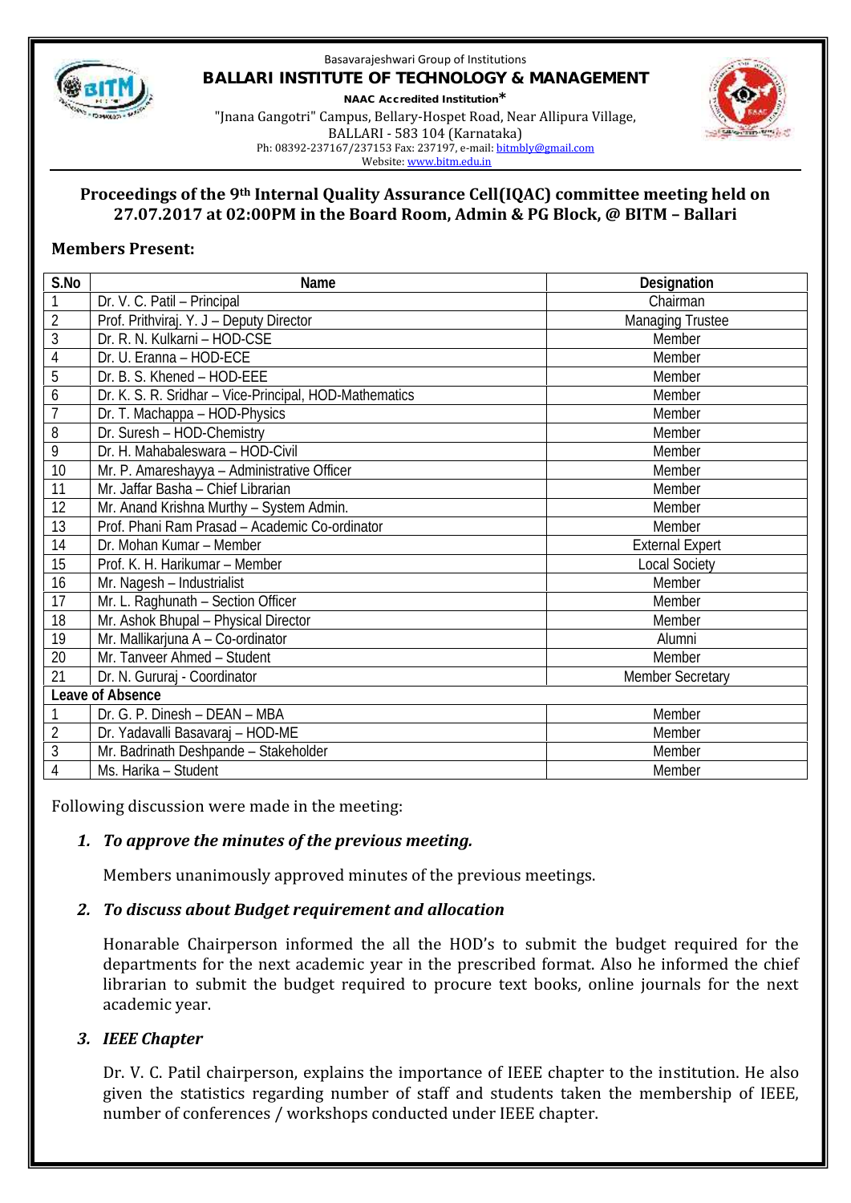Basavarajeshwari Group of Institutions

**BALLARI INSTITUTE OF TECHNOLOGY & MANAGEMENT**

**NAAC Accredited Institution***

"Jnana Gangotri" Campus, Bellary-Hospet Road, Near Allipura Village,
BALLARI - 583 104 (Karnataka)
Ph: 08392-237167/237153 Fax: 237197, e-mail: bitmbly@gmail.com
Website: www.bitm.edu.in

## Proceedings of the 9th Internal Quality Assurance Cell(IQAC) committee meeting held on 27.07.2017 at 02:00PM in the Board Room, Admin & PG Block, @ BITM – Ballari

### Members Present:

| S.No | Name | Designation |
|---|---|---|
| 1 | Dr. V. C. Patil – Principal | Chairman |
| 2 | Prof. Prithviraj. Y. J – Deputy Director | Managing Trustee |
| 3 | Dr. R. N. Kulkarni – HOD-CSE | Member |
| 4 | Dr. U. Eranna – HOD-ECE | Member |
| 5 | Dr. B. S. Khened – HOD-EEE | Member |
| 6 | Dr. K. S. R. Sridhar – Vice-Principal, HOD-Mathematics | Member |
| 7 | Dr. T. Machappa – HOD-Physics | Member |
| 8 | Dr. Suresh – HOD-Chemistry | Member |
| 9 | Dr. H. Mahabaleswara – HOD-Civil | Member |
| 10 | Mr. P. Amareshayya – Administrative Officer | Member |
| 11 | Mr. Jaffar Basha – Chief Librarian | Member |
| 12 | Mr. Anand Krishna Murthy – System Admin. | Member |
| 13 | Prof. Phani Ram Prasad – Academic Co-ordinator | Member |
| 14 | Dr. Mohan Kumar – Member | External Expert |
| 15 | Prof. K. H. Harikumar – Member | Local Society |
| 16 | Mr. Nagesh – Industrialist | Member |
| 17 | Mr. L. Raghunath – Section Officer | Member |
| 18 | Mr. Ashok Bhupal – Physical Director | Member |
| 19 | Mr. Mallikarjuna A – Co-ordinator | Alumni |
| 20 | Mr. Tanveer Ahmed – Student | Member |
| 21 | Dr. N. Gururaj - Coordinator | Member Secretary |
| **Leave of Absence** | | |
| 1 | Dr. G. P. Dinesh – DEAN – MBA | Member |
| 2 | Dr. Yadavalli Basavaraj – HOD-ME | Member |
| 3 | Mr. Badrinath Deshpande – Stakeholder | Member |
| 4 | Ms. Harika – Student | Member |

Following discussion were made in the meeting:

1. ***To approve the minutes of the previous meeting.***

   Members unanimously approved minutes of the previous meetings.

2. ***To discuss about Budget requirement and allocation***

   Honarable Chairperson informed the all the HOD's to submit the budget required for the departments for the next academic year in the prescribed format. Also he informed the chief librarian to submit the budget required to procure text books, online journals for the next academic year.

3. ***IEEE Chapter***

   Dr. V. C. Patil chairperson, explains the importance of IEEE chapter to the institution. He also given the statistics regarding number of staff and students taken the membership of IEEE, number of conferences / workshops conducted under IEEE chapter.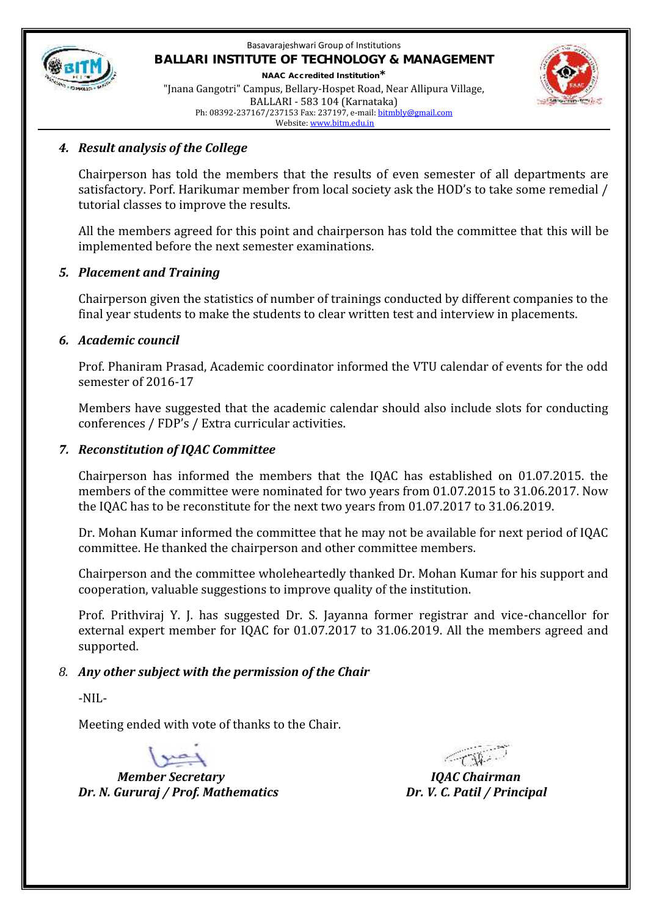Basavarajeshwari Group of Institutions

**BALLARI INSTITUTE OF TECHNOLOGY & MANAGEMENT**

**NAAC Accredited Institution***

"Jnana Gangotri" Campus, Bellary-Hospet Road, Near Allipura Village, BALLARI - 583 104 (Karnataka)

Ph: 08392-237167/237153 Fax: 237197, e-mail: bitmbly@gmail.com

Website: www.bitm.edu.in

### 4. *Result analysis of the College*

Chairperson has told the members that the results of even semester of all departments are satisfactory. Porf. Harikumar member from local society ask the HOD's to take some remedial / tutorial classes to improve the results.

All the members agreed for this point and chairperson has told the committee that this will be implemented before the next semester examinations.

### 5. *Placement and Training*

Chairperson given the statistics of number of trainings conducted by different companies to the final year students to make the students to clear written test and interview in placements.

### 6. *Academic council*

Prof. Phaniram Prasad, Academic coordinator informed the VTU calendar of events for the odd semester of 2016-17

Members have suggested that the academic calendar should also include slots for conducting conferences / FDP's / Extra curricular activities.

### 7. *Reconstitution of IQAC Committee*

Chairperson has informed the members that the IQAC has established on 01.07.2015. the members of the committee were nominated for two years from 01.07.2015 to 31.06.2017. Now the IQAC has to be reconstitute for the next two years from 01.07.2017 to 31.06.2019.

Dr. Mohan Kumar informed the committee that he may not be available for next period of IQAC committee. He thanked the chairperson and other committee members.

Chairperson and the committee wholeheartedly thanked Dr. Mohan Kumar for his support and cooperation, valuable suggestions to improve quality of the institution.

Prof. Prithviraj Y. J. has suggested Dr. S. Jayanna former registrar and vice-chancellor for external expert member for IQAC for 01.07.2017 to 31.06.2019. All the members agreed and supported.

### 8. *Any other subject with the permission of the Chair*

-NIL-

Meeting ended with vote of thanks to the Chair.

***Member Secretary***
***Dr. N. Gururaj / Prof. Mathematics***

***IQAC Chairman***
***Dr. V. C. Patil / Principal***